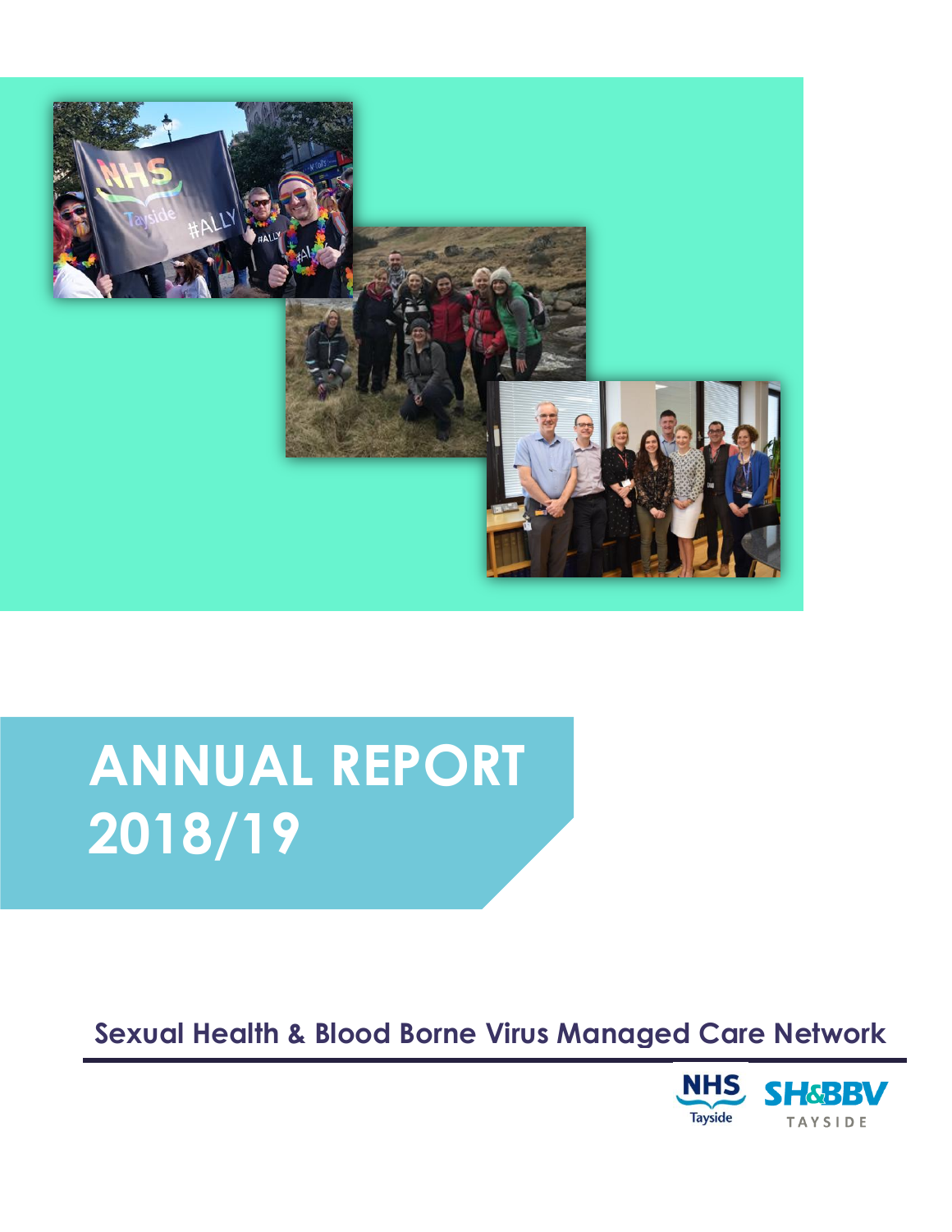# ANNUAL REPORT 2018/19

**Sexual Health & Blood Borne Virus Managed Care Network**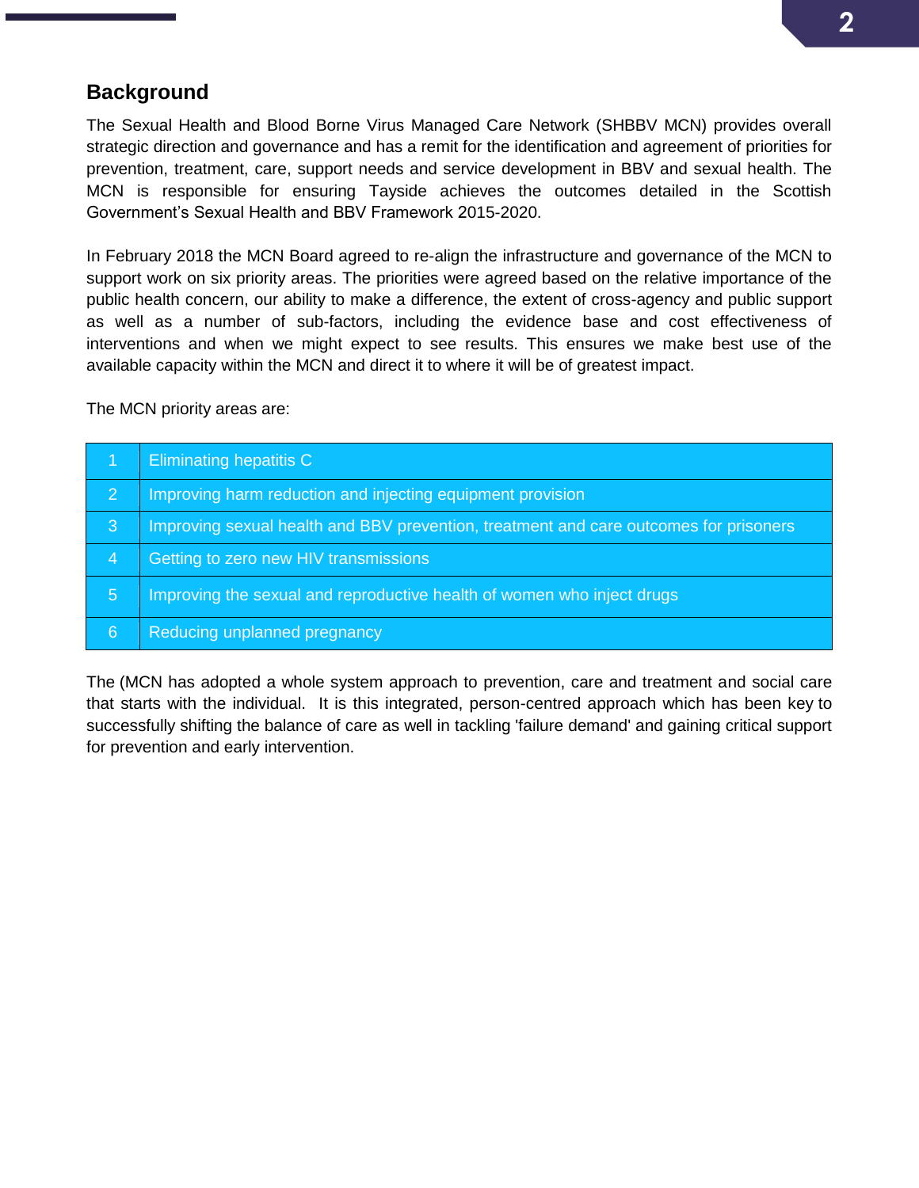## Background

The Sexual Health and Blood Borne Virus Managed Care Network (SHBBV MCN) provides overall strategic direction and governance and has a remit for the identification and agreement of priorities for prevention, treatment, care, support needs and service development in BBV and sexual health. The MCN is responsible for ensuring Tayside achieves the outcomes detailed in the Scottish Government's Sexual Health and BBV Framework 2015-2020.

In February 2018 the MCN Board agreed to re-align the infrastructure and governance of the MCN to support work on six priority areas. The priorities were agreed based on the relative importance of the public health concern, our ability to make a difference, the extent of cross-agency and public support as well as a number of sub-factors, including the evidence base and cost effectiveness of interventions and when we might expect to see results. This ensures we make best use of the available capacity within the MCN and direct it to where it will be of greatest impact.

The MCN priority areas are:

| | |
|---|---|
| 1 | Eliminating hepatitis C |
| 2 | Improving harm reduction and injecting equipment provision |
| 3 | Improving sexual health and BBV prevention, treatment and care outcomes for prisoners |
| 4 | Getting to zero new HIV transmissions |
| 5 | Improving the sexual and reproductive health of women who inject drugs |
| 6 | Reducing unplanned pregnancy |

The (MCN has adopted a whole system approach to prevention, care and treatment and social care that starts with the individual. It is this integrated, person-centred approach which has been key to successfully shifting the balance of care as well in tackling 'failure demand' and gaining critical support for prevention and early intervention.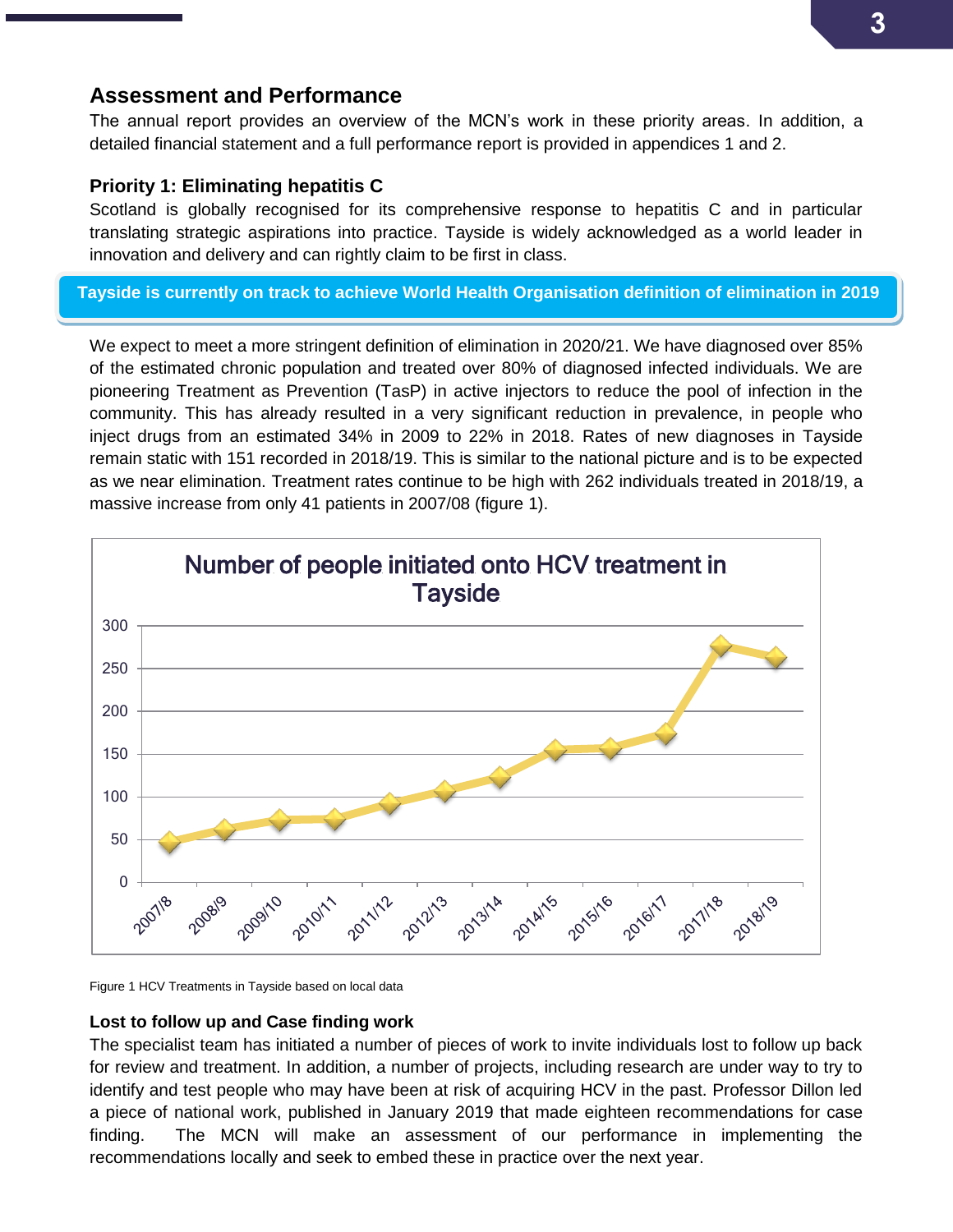## Assessment and Performance

The annual report provides an overview of the MCN's work in these priority areas. In addition, a detailed financial statement and a full performance report is provided in appendices 1 and 2.

### Priority 1: Eliminating hepatitis C

Scotland is globally recognised for its comprehensive response to hepatitis C and in particular translating strategic aspirations into practice. Tayside is widely acknowledged as a world leader in innovation and delivery and can rightly claim to be first in class.

**Tayside is currently on track to achieve World Health Organisation definition of elimination in 2019**

We expect to meet a more stringent definition of elimination in 2020/21. We have diagnosed over 85% of the estimated chronic population and treated over 80% of diagnosed infected individuals. We are pioneering Treatment as Prevention (TasP) in active injectors to reduce the pool of infection in the community. This has already resulted in a very significant reduction in prevalence, in people who inject drugs from an estimated 34% in 2009 to 22% in 2018. Rates of new diagnoses in Tayside remain static with 151 recorded in 2018/19. This is similar to the national picture and is to be expected as we near elimination. Treatment rates continue to be high with 262 individuals treated in 2018/19, a massive increase from only 41 patients in 2007/08 (figure 1).

Number of people initiated onto HCV treatment in Tayside

Figure 1 HCV Treatments in Tayside based on local data

### Lost to follow up and Case finding work

The specialist team has initiated a number of pieces of work to invite individuals lost to follow up back for review and treatment. In addition, a number of projects, including research are under way to try to identify and test people who may have been at risk of acquiring HCV in the past. Professor Dillon led a piece of national work, published in January 2019 that made eighteen recommendations for case finding. The MCN will make an assessment of our performance in implementing the recommendations locally and seek to embed these in practice over the next year.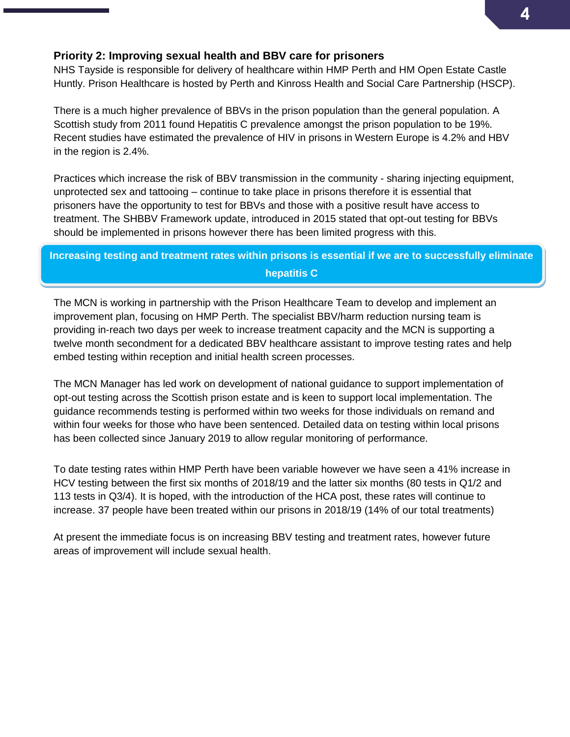## Priority 2: Improving sexual health and BBV care for prisoners

NHS Tayside is responsible for delivery of healthcare within HMP Perth and HM Open Estate Castle Huntly. Prison Healthcare is hosted by Perth and Kinross Health and Social Care Partnership (HSCP).

There is a much higher prevalence of BBVs in the prison population than the general population. A Scottish study from 2011 found Hepatitis C prevalence amongst the prison population to be 19%. Recent studies have estimated the prevalence of HIV in prisons in Western Europe is 4.2% and HBV in the region is 2.4%.

Practices which increase the risk of BBV transmission in the community - sharing injecting equipment, unprotected sex and tattooing – continue to take place in prisons therefore it is essential that prisoners have the opportunity to test for BBVs and those with a positive result have access to treatment. The SHBBV Framework update, introduced in 2015 stated that opt-out testing for BBVs should be implemented in prisons however there has been limited progress with this.

**Increasing testing and treatment rates within prisons is essential if we are to successfully eliminate hepatitis C**

The MCN is working in partnership with the Prison Healthcare Team to develop and implement an improvement plan, focusing on HMP Perth. The specialist BBV/harm reduction nursing team is providing in-reach two days per week to increase treatment capacity and the MCN is supporting a twelve month secondment for a dedicated BBV healthcare assistant to improve testing rates and help embed testing within reception and initial health screen processes.

The MCN Manager has led work on development of national guidance to support implementation of opt-out testing across the Scottish prison estate and is keen to support local implementation. The guidance recommends testing is performed within two weeks for those individuals on remand and within four weeks for those who have been sentenced. Detailed data on testing within local prisons has been collected since January 2019 to allow regular monitoring of performance.

To date testing rates within HMP Perth have been variable however we have seen a 41% increase in HCV testing between the first six months of 2018/19 and the latter six months (80 tests in Q1/2 and 113 tests in Q3/4). It is hoped, with the introduction of the HCA post, these rates will continue to increase. 37 people have been treated within our prisons in 2018/19 (14% of our total treatments)

At present the immediate focus is on increasing BBV testing and treatment rates, however future areas of improvement will include sexual health.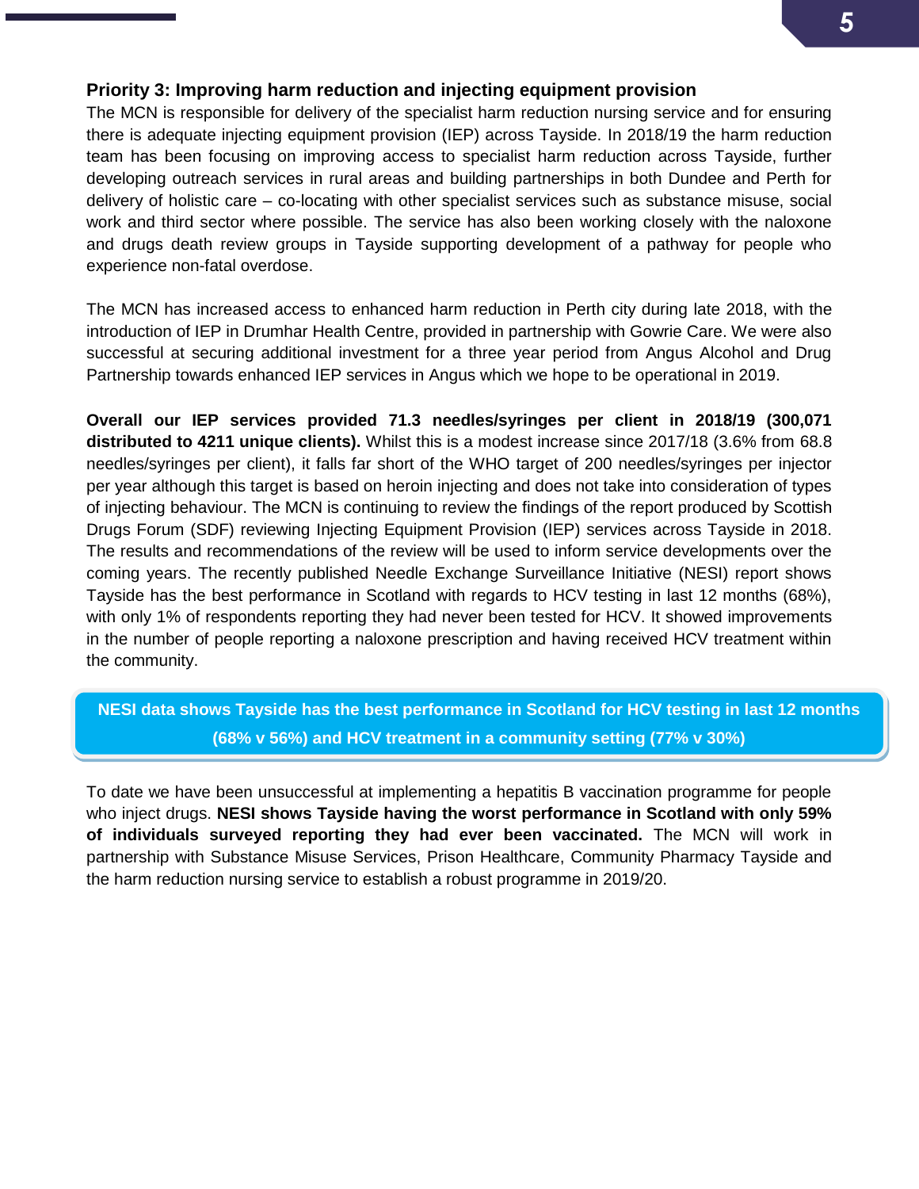### Priority 3: Improving harm reduction and injecting equipment provision

The MCN is responsible for delivery of the specialist harm reduction nursing service and for ensuring there is adequate injecting equipment provision (IEP) across Tayside. In 2018/19 the harm reduction team has been focusing on improving access to specialist harm reduction across Tayside, further developing outreach services in rural areas and building partnerships in both Dundee and Perth for delivery of holistic care – co-locating with other specialist services such as substance misuse, social work and third sector where possible. The service has also been working closely with the naloxone and drugs death review groups in Tayside supporting development of a pathway for people who experience non-fatal overdose.

The MCN has increased access to enhanced harm reduction in Perth city during late 2018, with the introduction of IEP in Drumhar Health Centre, provided in partnership with Gowrie Care. We were also successful at securing additional investment for a three year period from Angus Alcohol and Drug Partnership towards enhanced IEP services in Angus which we hope to be operational in 2019.

**Overall our IEP services provided 71.3 needles/syringes per client in 2018/19 (300,071 distributed to 4211 unique clients).** Whilst this is a modest increase since 2017/18 (3.6% from 68.8 needles/syringes per client), it falls far short of the WHO target of 200 needles/syringes per injector per year although this target is based on heroin injecting and does not take into consideration of types of injecting behaviour. The MCN is continuing to review the findings of the report produced by Scottish Drugs Forum (SDF) reviewing Injecting Equipment Provision (IEP) services across Tayside in 2018. The results and recommendations of the review will be used to inform service developments over the coming years. The recently published Needle Exchange Surveillance Initiative (NESI) report shows Tayside has the best performance in Scotland with regards to HCV testing in last 12 months (68%), with only 1% of respondents reporting they had never been tested for HCV. It showed improvements in the number of people reporting a naloxone prescription and having received HCV treatment within the community.

**NESI data shows Tayside has the best performance in Scotland for HCV testing in last 12 months (68% v 56%) and HCV treatment in a community setting (77% v 30%)**

To date we have been unsuccessful at implementing a hepatitis B vaccination programme for people who inject drugs. **NESI shows Tayside having the worst performance in Scotland with only 59% of individuals surveyed reporting they had ever been vaccinated.** The MCN will work in partnership with Substance Misuse Services, Prison Healthcare, Community Pharmacy Tayside and the harm reduction nursing service to establish a robust programme in 2019/20.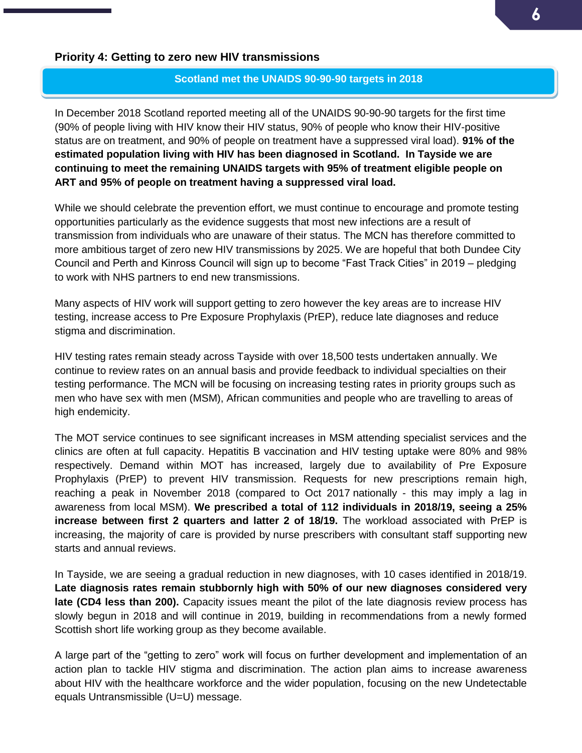## Priority 4: Getting to zero new HIV transmissions

**Scotland met the UNAIDS 90-90-90 targets in 2018**

In December 2018 Scotland reported meeting all of the UNAIDS 90-90-90 targets for the first time (90% of people living with HIV know their HIV status, 90% of people who know their HIV-positive status are on treatment, and 90% of people on treatment have a suppressed viral load). **91% of the estimated population living with HIV has been diagnosed in Scotland. In Tayside we are continuing to meet the remaining UNAIDS targets with 95% of treatment eligible people on ART and 95% of people on treatment having a suppressed viral load.**

While we should celebrate the prevention effort, we must continue to encourage and promote testing opportunities particularly as the evidence suggests that most new infections are a result of transmission from individuals who are unaware of their status. The MCN has therefore committed to more ambitious target of zero new HIV transmissions by 2025. We are hopeful that both Dundee City Council and Perth and Kinross Council will sign up to become "Fast Track Cities" in 2019 – pledging to work with NHS partners to end new transmissions.

Many aspects of HIV work will support getting to zero however the key areas are to increase HIV testing, increase access to Pre Exposure Prophylaxis (PrEP), reduce late diagnoses and reduce stigma and discrimination.

HIV testing rates remain steady across Tayside with over 18,500 tests undertaken annually. We continue to review rates on an annual basis and provide feedback to individual specialties on their testing performance. The MCN will be focusing on increasing testing rates in priority groups such as men who have sex with men (MSM), African communities and people who are travelling to areas of high endemicity.

The MOT service continues to see significant increases in MSM attending specialist services and the clinics are often at full capacity. Hepatitis B vaccination and HIV testing uptake were 80% and 98% respectively. Demand within MOT has increased, largely due to availability of Pre Exposure Prophylaxis (PrEP) to prevent HIV transmission. Requests for new prescriptions remain high, reaching a peak in November 2018 (compared to Oct 2017 nationally - this may imply a lag in awareness from local MSM). **We prescribed a total of 112 individuals in 2018/19, seeing a 25% increase between first 2 quarters and latter 2 of 18/19.** The workload associated with PrEP is increasing, the majority of care is provided by nurse prescribers with consultant staff supporting new starts and annual reviews.

In Tayside, we are seeing a gradual reduction in new diagnoses, with 10 cases identified in 2018/19. **Late diagnosis rates remain stubbornly high with 50% of our new diagnoses considered very late (CD4 less than 200).** Capacity issues meant the pilot of the late diagnosis review process has slowly begun in 2018 and will continue in 2019, building in recommendations from a newly formed Scottish short life working group as they become available.

A large part of the "getting to zero" work will focus on further development and implementation of an action plan to tackle HIV stigma and discrimination. The action plan aims to increase awareness about HIV with the healthcare workforce and the wider population, focusing on the new Undetectable equals Untransmissible (U=U) message.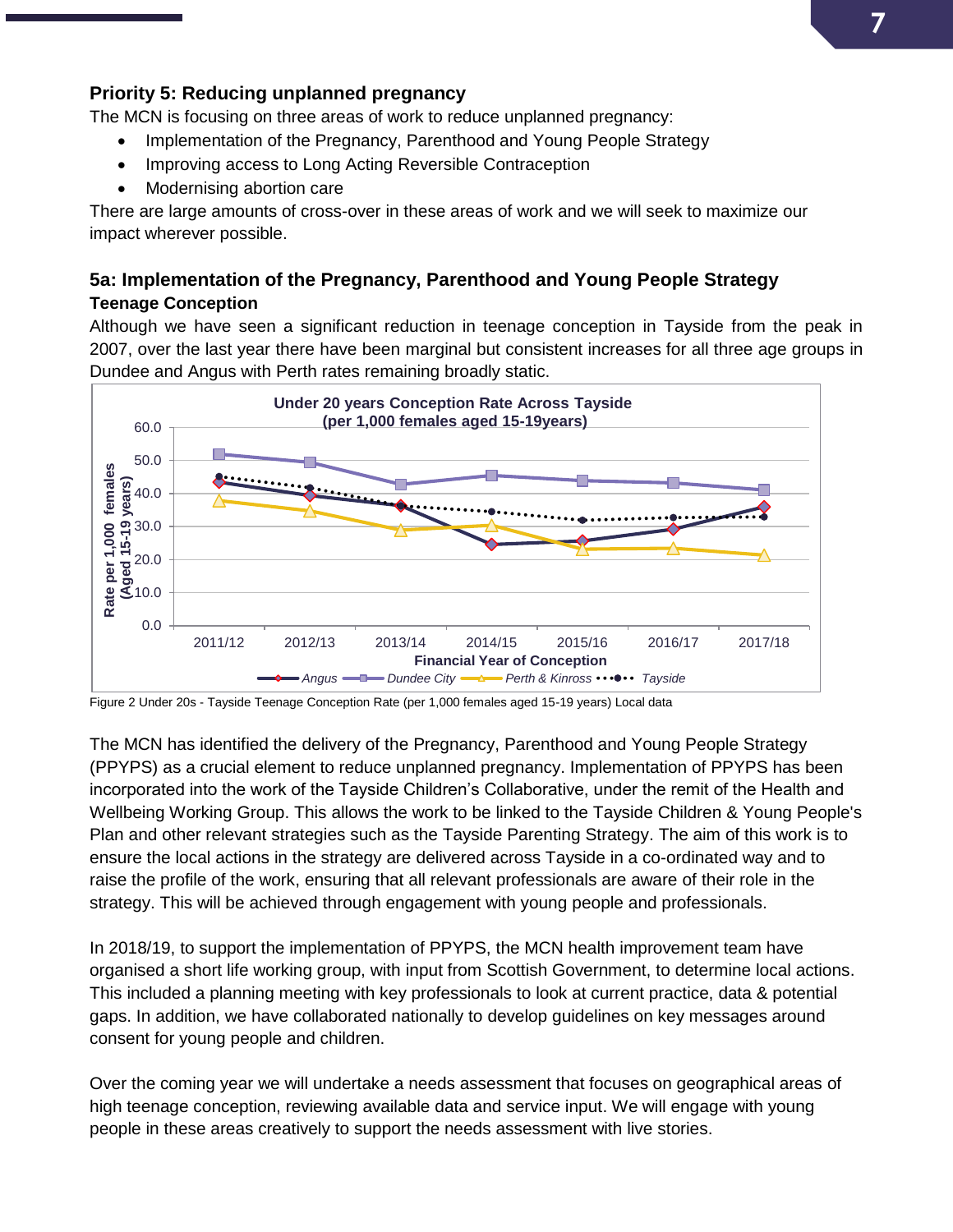## Priority 5: Reducing unplanned pregnancy

The MCN is focusing on three areas of work to reduce unplanned pregnancy:

- Implementation of the Pregnancy, Parenthood and Young People Strategy
- Improving access to Long Acting Reversible Contraception
- Modernising abortion care

There are large amounts of cross-over in these areas of work and we will seek to maximize our impact wherever possible.

## 5a: Implementation of the Pregnancy, Parenthood and Young People Strategy

### Teenage Conception

Although we have seen a significant reduction in teenage conception in Tayside from the peak in 2007, over the last year there have been marginal but consistent increases for all three age groups in Dundee and Angus with Perth rates remaining broadly static.

Figure 2 Under 20s - Tayside Teenage Conception Rate (per 1,000 females aged 15-19 years) Local data

The MCN has identified the delivery of the Pregnancy, Parenthood and Young People Strategy (PPYPS) as a crucial element to reduce unplanned pregnancy. Implementation of PPYPS has been incorporated into the work of the Tayside Children's Collaborative, under the remit of the Health and Wellbeing Working Group. This allows the work to be linked to the Tayside Children & Young People's Plan and other relevant strategies such as the Tayside Parenting Strategy. The aim of this work is to ensure the local actions in the strategy are delivered across Tayside in a co-ordinated way and to raise the profile of the work, ensuring that all relevant professionals are aware of their role in the strategy. This will be achieved through engagement with young people and professionals.

In 2018/19, to support the implementation of PPYPS, the MCN health improvement team have organised a short life working group, with input from Scottish Government, to determine local actions. This included a planning meeting with key professionals to look at current practice, data & potential gaps. In addition, we have collaborated nationally to develop guidelines on key messages around consent for young people and children.

Over the coming year we will undertake a needs assessment that focuses on geographical areas of high teenage conception, reviewing available data and service input. We will engage with young people in these areas creatively to support the needs assessment with live stories.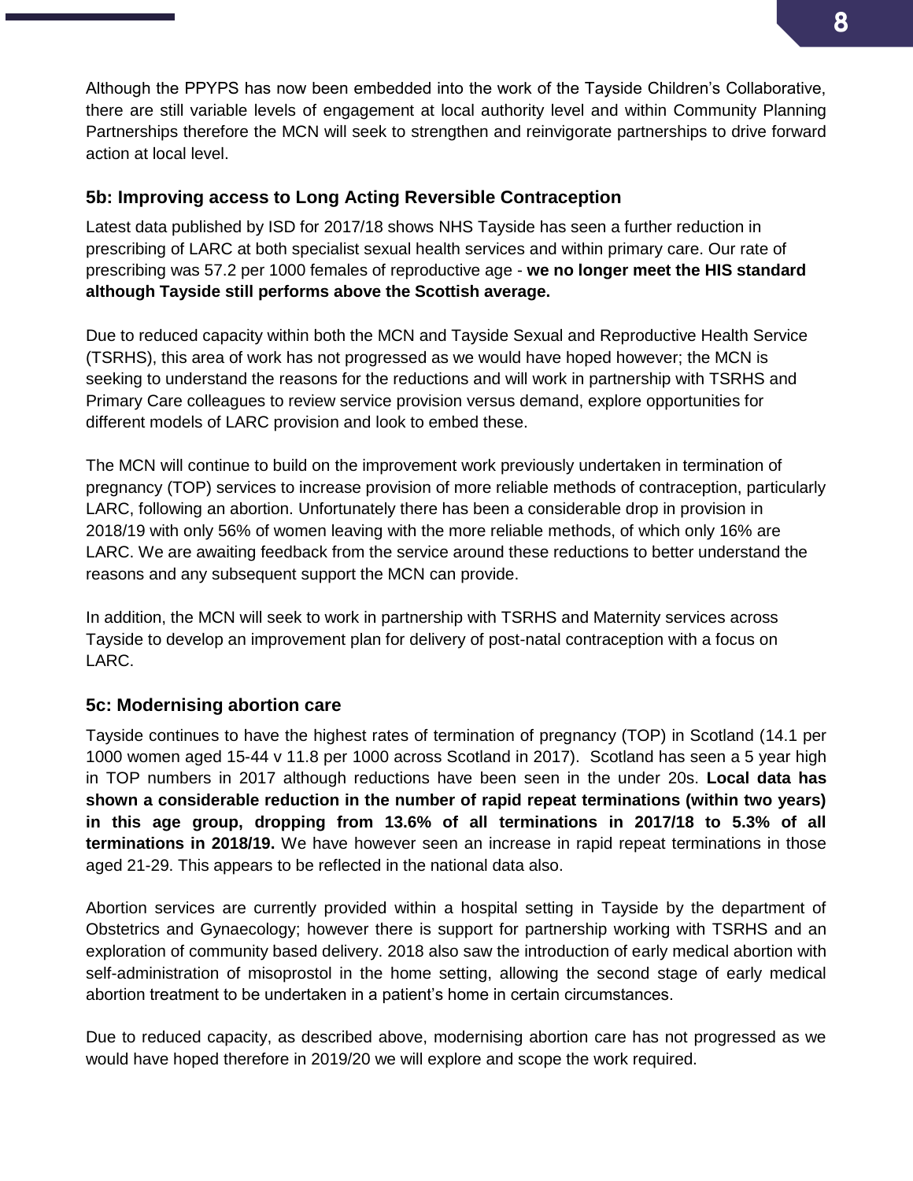Although the PPYPS has now been embedded into the work of the Tayside Children's Collaborative, there are still variable levels of engagement at local authority level and within Community Planning Partnerships therefore the MCN will seek to strengthen and reinvigorate partnerships to drive forward action at local level.

### 5b: Improving access to Long Acting Reversible Contraception

Latest data published by ISD for 2017/18 shows NHS Tayside has seen a further reduction in prescribing of LARC at both specialist sexual health services and within primary care. Our rate of prescribing was 57.2 per 1000 females of reproductive age - **we no longer meet the HIS standard although Tayside still performs above the Scottish average.**

Due to reduced capacity within both the MCN and Tayside Sexual and Reproductive Health Service (TSRHS), this area of work has not progressed as we would have hoped however; the MCN is seeking to understand the reasons for the reductions and will work in partnership with TSRHS and Primary Care colleagues to review service provision versus demand, explore opportunities for different models of LARC provision and look to embed these.

The MCN will continue to build on the improvement work previously undertaken in termination of pregnancy (TOP) services to increase provision of more reliable methods of contraception, particularly LARC, following an abortion. Unfortunately there has been a considerable drop in provision in 2018/19 with only 56% of women leaving with the more reliable methods, of which only 16% are LARC. We are awaiting feedback from the service around these reductions to better understand the reasons and any subsequent support the MCN can provide.

In addition, the MCN will seek to work in partnership with TSRHS and Maternity services across Tayside to develop an improvement plan for delivery of post-natal contraception with a focus on LARC.

### 5c: Modernising abortion care

Tayside continues to have the highest rates of termination of pregnancy (TOP) in Scotland (14.1 per 1000 women aged 15-44 v 11.8 per 1000 across Scotland in 2017). Scotland has seen a 5 year high in TOP numbers in 2017 although reductions have been seen in the under 20s. **Local data has shown a considerable reduction in the number of rapid repeat terminations (within two years) in this age group, dropping from 13.6% of all terminations in 2017/18 to 5.3% of all terminations in 2018/19.** We have however seen an increase in rapid repeat terminations in those aged 21-29. This appears to be reflected in the national data also.

Abortion services are currently provided within a hospital setting in Tayside by the department of Obstetrics and Gynaecology; however there is support for partnership working with TSRHS and an exploration of community based delivery. 2018 also saw the introduction of early medical abortion with self-administration of misoprostol in the home setting, allowing the second stage of early medical abortion treatment to be undertaken in a patient's home in certain circumstances.

Due to reduced capacity, as described above, modernising abortion care has not progressed as we would have hoped therefore in 2019/20 we will explore and scope the work required.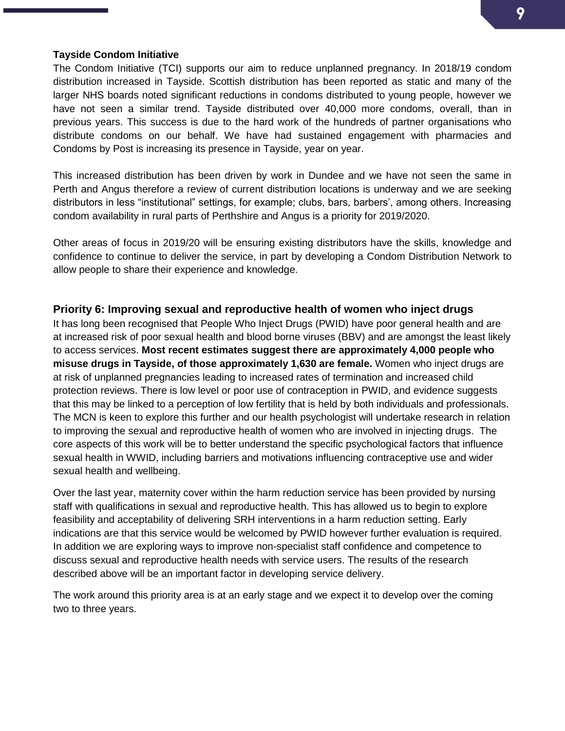**Tayside Condom Initiative**

The Condom Initiative (TCI) supports our aim to reduce unplanned pregnancy. In 2018/19 condom distribution increased in Tayside. Scottish distribution has been reported as static and many of the larger NHS boards noted significant reductions in condoms distributed to young people, however we have not seen a similar trend. Tayside distributed over 40,000 more condoms, overall, than in previous years. This success is due to the hard work of the hundreds of partner organisations who distribute condoms on our behalf. We have had sustained engagement with pharmacies and Condoms by Post is increasing its presence in Tayside, year on year.

This increased distribution has been driven by work in Dundee and we have not seen the same in Perth and Angus therefore a review of current distribution locations is underway and we are seeking distributors in less "institutional" settings, for example; clubs, bars, barbers', among others. Increasing condom availability in rural parts of Perthshire and Angus is a priority for 2019/2020.

Other areas of focus in 2019/20 will be ensuring existing distributors have the skills, knowledge and confidence to continue to deliver the service, in part by developing a Condom Distribution Network to allow people to share their experience and knowledge.

### Priority 6: Improving sexual and reproductive health of women who inject drugs

It has long been recognised that People Who Inject Drugs (PWID) have poor general health and are at increased risk of poor sexual health and blood borne viruses (BBV) and are amongst the least likely to access services. **Most recent estimates suggest there are approximately 4,000 people who misuse drugs in Tayside, of those approximately 1,630 are female.** Women who inject drugs are at risk of unplanned pregnancies leading to increased rates of termination and increased child protection reviews. There is low level or poor use of contraception in PWID, and evidence suggests that this may be linked to a perception of low fertility that is held by both individuals and professionals. The MCN is keen to explore this further and our health psychologist will undertake research in relation to improving the sexual and reproductive health of women who are involved in injecting drugs. The core aspects of this work will be to better understand the specific psychological factors that influence sexual health in WWID, including barriers and motivations influencing contraceptive use and wider sexual health and wellbeing.

Over the last year, maternity cover within the harm reduction service has been provided by nursing staff with qualifications in sexual and reproductive health. This has allowed us to begin to explore feasibility and acceptability of delivering SRH interventions in a harm reduction setting. Early indications are that this service would be welcomed by PWID however further evaluation is required. In addition we are exploring ways to improve non-specialist staff confidence and competence to discuss sexual and reproductive health needs with service users. The results of the research described above will be an important factor in developing service delivery.

The work around this priority area is at an early stage and we expect it to develop over the coming two to three years.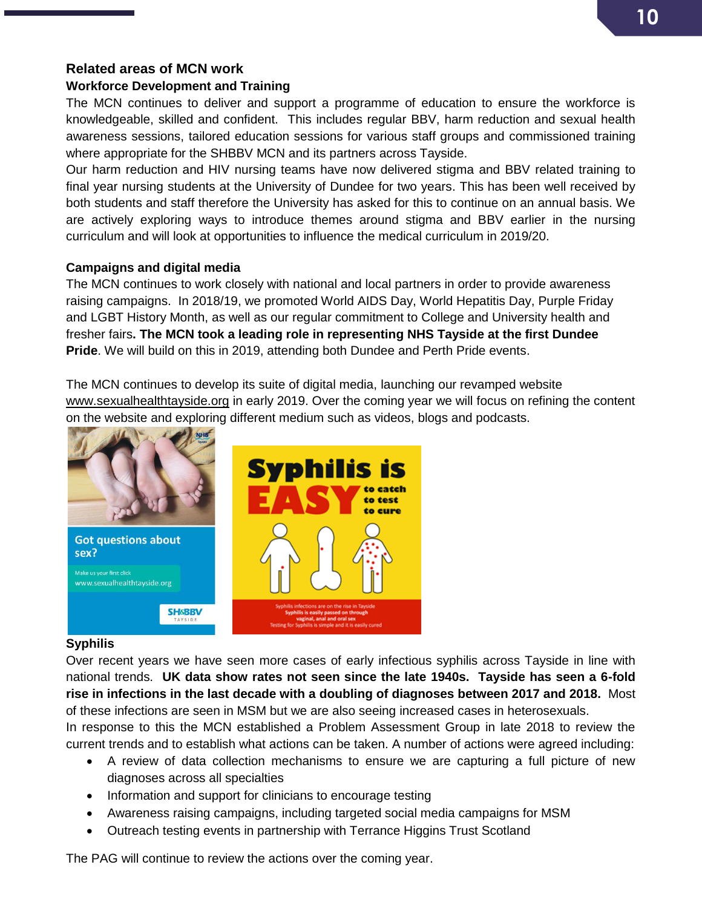## Related areas of MCN work

### Workforce Development and Training

The MCN continues to deliver and support a programme of education to ensure the workforce is knowledgeable, skilled and confident. This includes regular BBV, harm reduction and sexual health awareness sessions, tailored education sessions for various staff groups and commissioned training where appropriate for the SHBBV MCN and its partners across Tayside.

Our harm reduction and HIV nursing teams have now delivered stigma and BBV related training to final year nursing students at the University of Dundee for two years. This has been well received by both students and staff therefore the University has asked for this to continue on an annual basis. We are actively exploring ways to introduce themes around stigma and BBV earlier in the nursing curriculum and will look at opportunities to influence the medical curriculum in 2019/20.

### Campaigns and digital media

The MCN continues to work closely with national and local partners in order to provide awareness raising campaigns. In 2018/19, we promoted World AIDS Day, World Hepatitis Day, Purple Friday and LGBT History Month, as well as our regular commitment to College and University health and fresher fairs**. The MCN took a leading role in representing NHS Tayside at the first Dundee Pride**. We will build on this in 2019, attending both Dundee and Perth Pride events.

The MCN continues to develop its suite of digital media, launching our revamped website www.sexualhealthtayside.org in early 2019. Over the coming year we will focus on refining the content on the website and exploring different medium such as videos, blogs and podcasts.

### Syphilis

Over recent years we have seen more cases of early infectious syphilis across Tayside in line with national trends. **UK data show rates not seen since the late 1940s. Tayside has seen a 6-fold rise in infections in the last decade with a doubling of diagnoses between 2017 and 2018.** Most of these infections are seen in MSM but we are also seeing increased cases in heterosexuals.

In response to this the MCN established a Problem Assessment Group in late 2018 to review the current trends and to establish what actions can be taken. A number of actions were agreed including:

- A review of data collection mechanisms to ensure we are capturing a full picture of new diagnoses across all specialties
- Information and support for clinicians to encourage testing
- Awareness raising campaigns, including targeted social media campaigns for MSM
- Outreach testing events in partnership with Terrance Higgins Trust Scotland

The PAG will continue to review the actions over the coming year.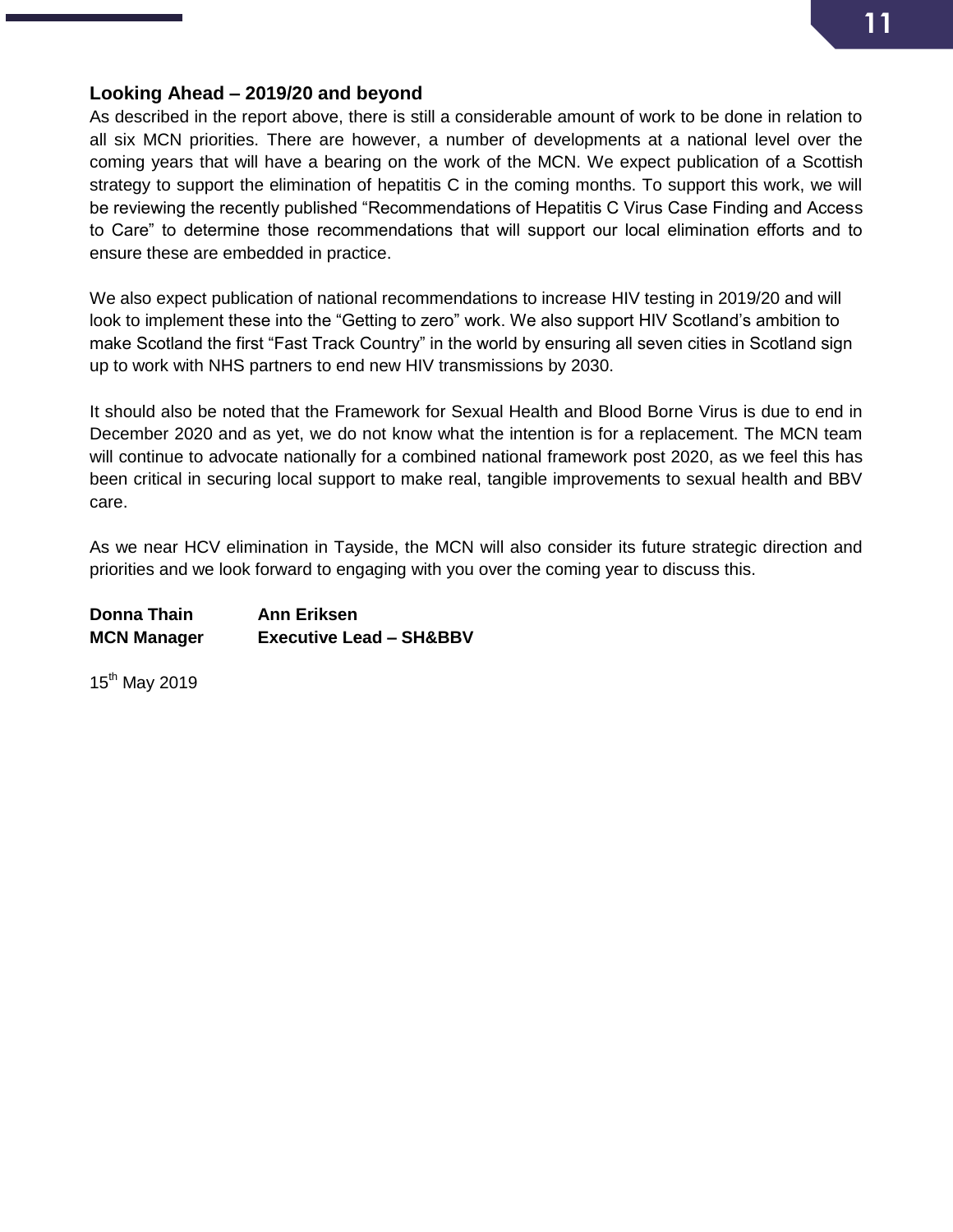## Looking Ahead – 2019/20 and beyond

As described in the report above, there is still a considerable amount of work to be done in relation to all six MCN priorities. There are however, a number of developments at a national level over the coming years that will have a bearing on the work of the MCN. We expect publication of a Scottish strategy to support the elimination of hepatitis C in the coming months. To support this work, we will be reviewing the recently published "Recommendations of Hepatitis C Virus Case Finding and Access to Care" to determine those recommendations that will support our local elimination efforts and to ensure these are embedded in practice.

We also expect publication of national recommendations to increase HIV testing in 2019/20 and will look to implement these into the "Getting to zero" work. We also support HIV Scotland's ambition to make Scotland the first "Fast Track Country" in the world by ensuring all seven cities in Scotland sign up to work with NHS partners to end new HIV transmissions by 2030.

It should also be noted that the Framework for Sexual Health and Blood Borne Virus is due to end in December 2020 and as yet, we do not know what the intention is for a replacement. The MCN team will continue to advocate nationally for a combined national framework post 2020, as we feel this has been critical in securing local support to make real, tangible improvements to sexual health and BBV care.

As we near HCV elimination in Tayside, the MCN will also consider its future strategic direction and priorities and we look forward to engaging with you over the coming year to discuss this.

**Donna Thain** **MCN Manager**

**Ann Eriksen** **Executive Lead – SH&BBV**

15th May 2019